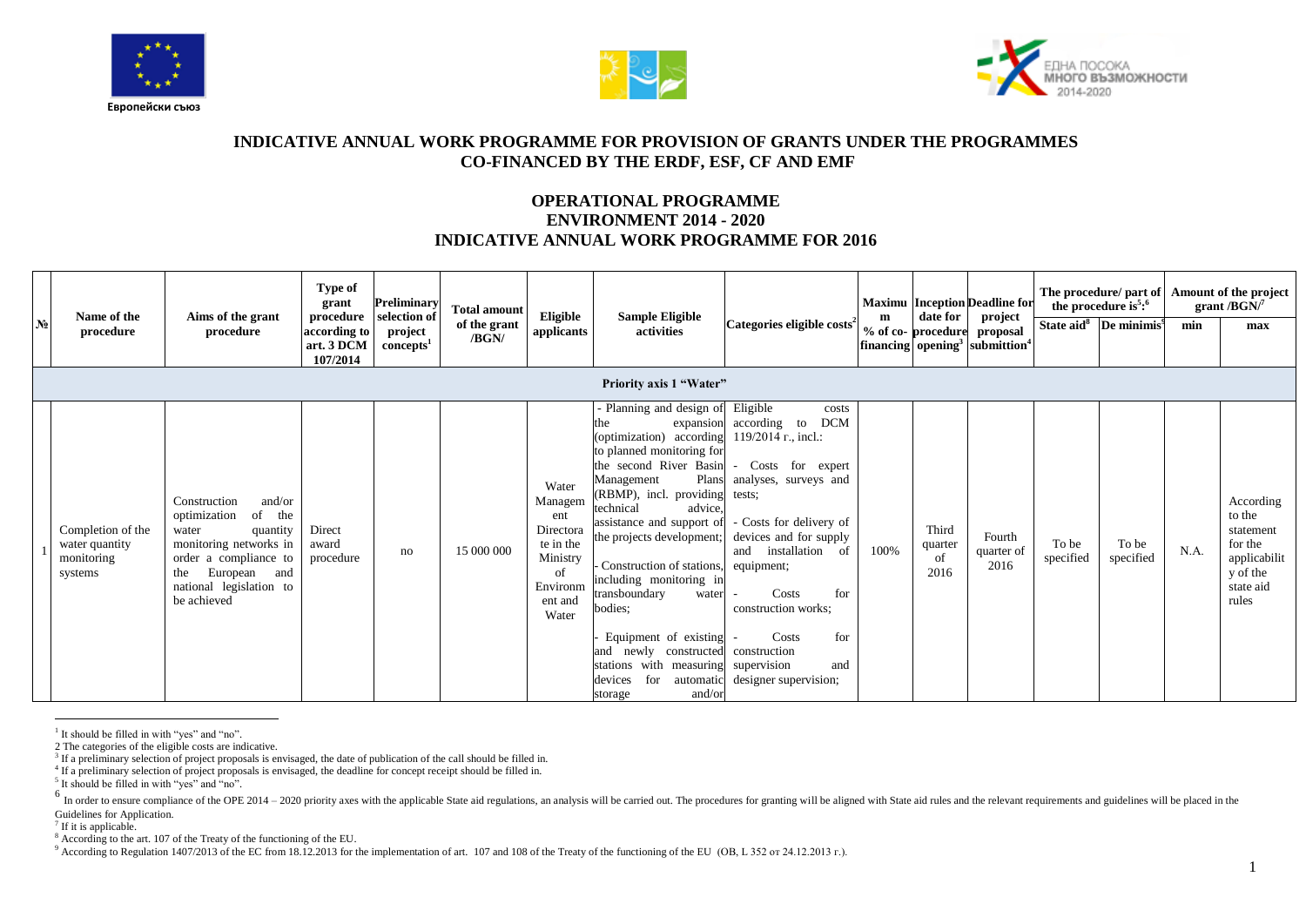Европейски съюз

ЕДНА ПОСОКА МНОГО ВЪЗМОЖНОСТИ 2014-2020

## INDICATIVE ANNUAL WORK PROGRAMME FOR PROVISION OF GRANTS UNDER THE PROGRAMMES CO-FINANCED BY THE ERDF, ESF, CF AND EMF

## OPERATIONAL PROGRAMME ENVIRONMENT 2014 - 2020 INDICATIVE ANNUAL WORK PROGRAMME FOR 2016

| № | Name of the procedure | Aims of the grant procedure | Type of grant procedure according to art. 3 DCM 107/2014 | Preliminary selection of project concepts[1] | Total amount of the grant /BGN/ | Eligible applicants | Sample Eligible activities | Categories eligible costs[2] | Maximum % of co-financing | Inception date for procedure opening[3] | Deadline for project proposal submittion[4] | The procedure/ part of the procedure is[5]:[6] | | Amount of the project grant /BGN/[7] | |
|---|---|---|---|---|---|---|---|---|---|---|---|---|---|---|---|
| | | | | | | | | | | | | State aid[8] | De minimis[9] | min | max |
| **Priority axis 1 "Water"** | | | | | | | | | | | | | | | |
| 1 | Completion of the water quantity monitoring systems | Construction and/or optimization of the water quantity monitoring networks in order a compliance to the European and national legislation to be achieved | Direct award procedure | no | 15 000 000 | Water Management Directorate in the Ministry of Environment and Water | - Planning and design of the expansion (optimization) according to planned monitoring for the second River Basin Management Plans (RBMP), incl. providing technical advice, assistance and support of the projects development;<br>- Construction of stations, including monitoring in transboundary water bodies;<br>- Equipment of existing and newly constructed stations with measuring devices for automatic storage and/or | Eligible costs according to DCM 119/2014 г., incl.:<br>- Costs for expert analyses, surveys and tests;<br>- Costs for delivery of devices and for supply and installation of equipment;<br>- Costs for construction works;<br>- Costs for construction supervision and designer supervision; | 100% | Third quarter of 2016 | Fourth quarter of 2016 | To be specified | To be specified | N.A. | According to the statement for the applicability of the state aid rules |

[1] It should be filled in with "yes" and "no".

2 The categories of the eligible costs are indicative.

[3] If a preliminary selection of project proposals is envisaged, the date of publication of the call should be filled in.

[4] If a preliminary selection of project proposals is envisaged, the deadline for concept receipt should be filled in.

[5] It should be filled in with "yes" and "no".

[6] In order to ensure compliance of the OPE 2014 – 2020 priority axes with the applicable State aid regulations, an analysis will be carried out. The procedures for granting will be aligned with State aid rules and the relevant requirements and guidelines will be placed in the Guidelines for Application.

[7] If it is applicable.

[8] According to the art. 107 of the Treaty of the functioning of the EU.

[9] According to Regulation 1407/2013 of the EC from 18.12.2013 for the implementation of art. 107 and 108 of the Treaty of the functioning of the EU (OB, L 352 от 24.12.2013 г.).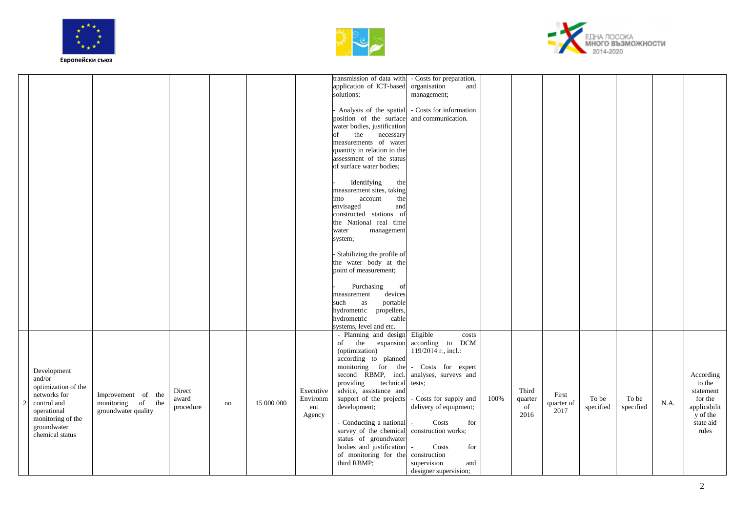| | | | | | | | | | | | | | | | |
|---|---|---|---|---|---|---|---|---|---|---|---|---|---|---|---|
| | | | | | | | transmission of data with application of ICT-based solutions;<br><br>- Analysis of the spatial position of the surface water bodies, justification of the necessary measurements of water quantity in relation to the assessment of the status of surface water bodies;<br><br>- Identifying the measurement sites, taking into account the envisaged and constructed stations of the National real time water management system;<br><br>- Stabilizing the profile of the water body at the point of measurement;<br><br>- Purchasing of measurement devices such as portable hydrometric propellers, hydrometric cable systems, level and etc. | - Costs for preparation, organisation and management;<br><br>- Costs for information and communication. | | | | | | | |
| 2 | Development and/or optimization of the networks for control and operational monitoring of the groundwater chemical status | Improvement of the monitoring of the groundwater quality | Direct award procedure | no | 15 000 000 | Executive Environment Agency | - Planning and design of the expansion (optimization) according to planned monitoring for the second RBMP, incl. providing technical advice, assistance and support of the projects development;<br><br>- Conducting a national survey of the chemical status of groundwater bodies and justification of monitoring for the third RBMP; | Eligible costs according to DCM 119/2014 г., incl.:<br><br>- Costs for expert analyses, surveys and tests;<br><br>- Costs for supply and delivery of equipment;<br><br>- Costs for construction works;<br><br>- Costs for construction supervision and designer supervision; | 100% | Third quarter of 2016 | First quarter of 2017 | To be specified | To be specified | N.A. | According to the statement for the applicability of the state aid rules |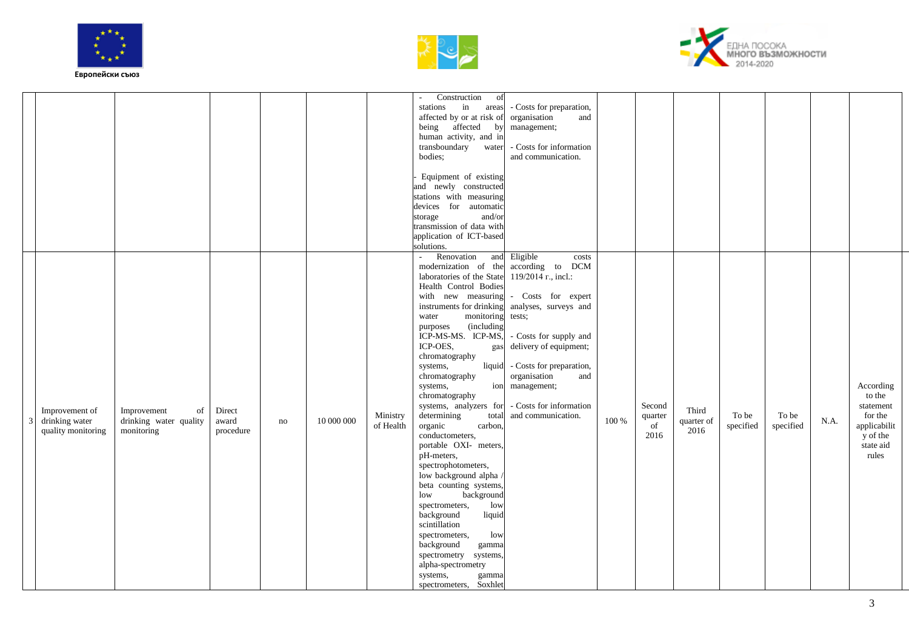| | | | | | | | | | | | | | | | |
|---|---|---|---|---|---|---|---|---|---|---|---|---|---|---|---|
| | | | | | | | - Construction of stations in areas affected by or at risk of being affected by human activity, and in transboundary water bodies;<br><br>- Equipment of existing and newly constructed stations with measuring devices for automatic storage and/or transmission of data with application of ICT-based solutions. | - Costs for preparation, organisation and management;<br><br>- Costs for information and communication. | | | | | | | |
| 3 | Improvement of drinking water quality monitoring | Improvement of drinking water quality monitoring | Direct award procedure | no | 10 000 000 | Ministry of Health | - Renovation and modernization of the laboratories of the State Health Control Bodies with new measuring instruments for drinking water monitoring purposes (including ICP-MS-MS. ICP-MS, ICP-OES, gas chromatography systems, liquid chromatography systems, ion chromatography systems, analyzers for determining total organic carbon, conductometers, portable OXI- meters, pH-meters, spectrophotometers, low background alpha / beta counting systems, low background spectrometers, low background liquid scintillation spectrometers, low background gamma spectrometry systems, alpha-spectrometry systems, gamma spectrometers, Soxhlet | Eligible costs according to DCM 119/2014 г., incl.:<br><br>- Costs for expert analyses, surveys and tests;<br><br>- Costs for supply and delivery of equipment;<br><br>- Costs for preparation, organisation and management;<br><br>- Costs for information and communication. | 100 % | Second quarter of 2016 | Third quarter of 2016 | To be specified | To be specified | N.A. | According to the statement for the applicability of the state aid rules |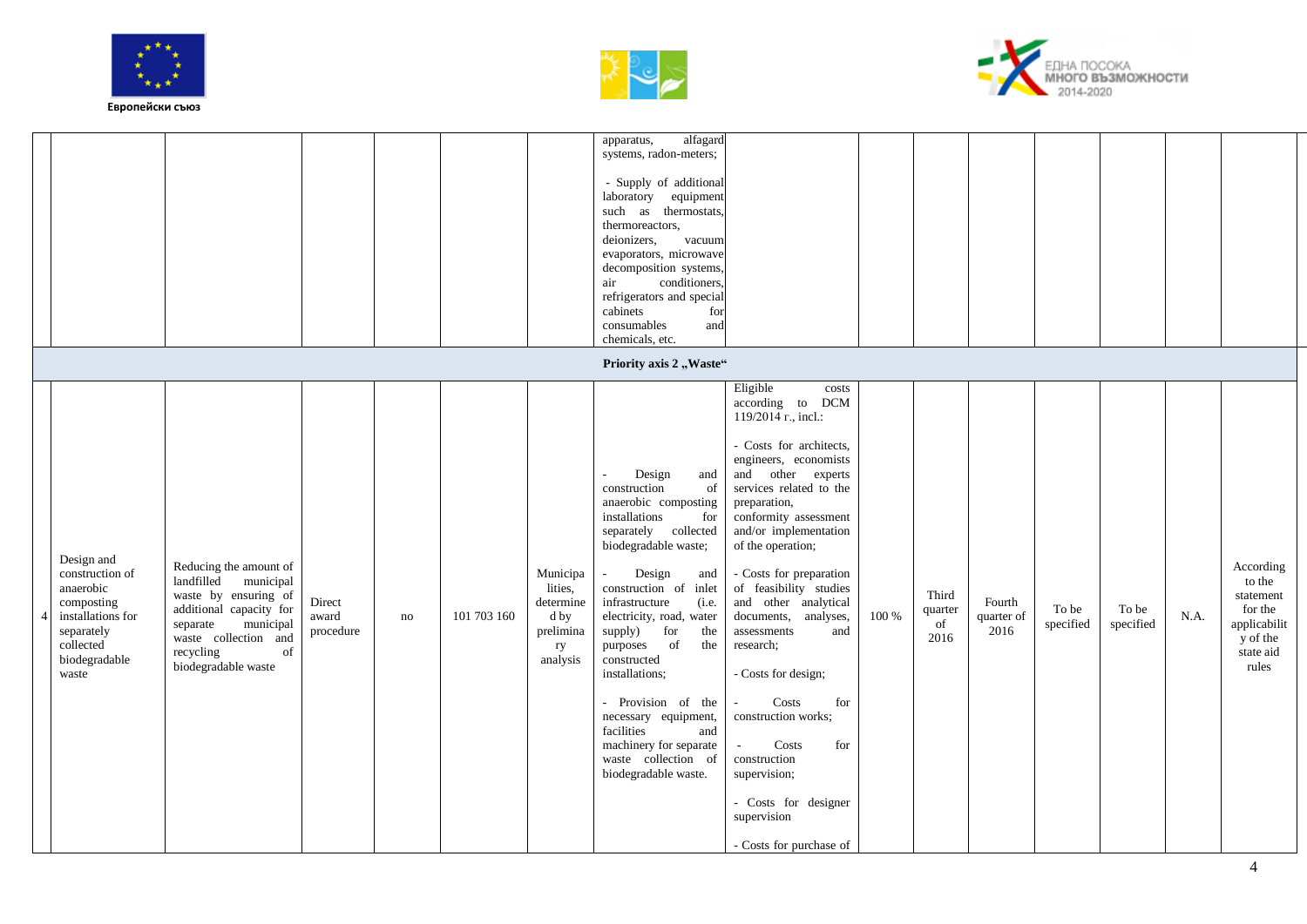Европейски съюз

| | | | | | | | | | | | | | | | |
|---|---|---|---|---|---|---|---|---|---|---|---|---|---|---|---|
| | | | | | | | apparatus, alfagard systems, radon-meters;<br><br>- Supply of additional laboratory equipment such as thermostats, thermoreactors, deionizers, vacuum evaporators, microwave decomposition systems, air conditioners, refrigerators and special cabinets for consumables and chemicals, etc. | | | | | | | | |
| **Priority axis 2 „Waste“** | | | | | | | | | | | | | | | |
| 4 | Design and construction of anaerobic composting installations for separately collected biodegradable waste | Reducing the amount of landfilled municipal waste by ensuring of additional capacity for separate municipal waste collection and recycling of biodegradable waste | Direct award procedure | no | 101 703 160 | Municipalities, determined by preliminary analysis | - Design and construction of anaerobic composting installations for separately collected biodegradable waste;<br><br>- Design and construction of inlet infrastructure (i.e. electricity, road, water supply) for the purposes of the constructed installations;<br><br>- Provision of the necessary equipment, facilities and machinery for separate waste collection of biodegradable waste. | Eligible costs according to DCM 119/2014 г., incl.:<br><br>- Costs for architects, engineers, economists and other experts services related to the preparation, conformity assessment and/or implementation of the operation;<br><br>- Costs for preparation of feasibility studies and other analytical documents, analyses, assessments and research;<br><br>- Costs for design;<br><br>- Costs for construction works;<br><br>- Costs for construction supervision;<br><br>- Costs for designer supervision<br><br>- Costs for purchase of | 100 % | Third quarter of 2016 | Fourth quarter of 2016 | To be specified | To be specified | N.A. | According to the statement for the applicability of the state aid rules |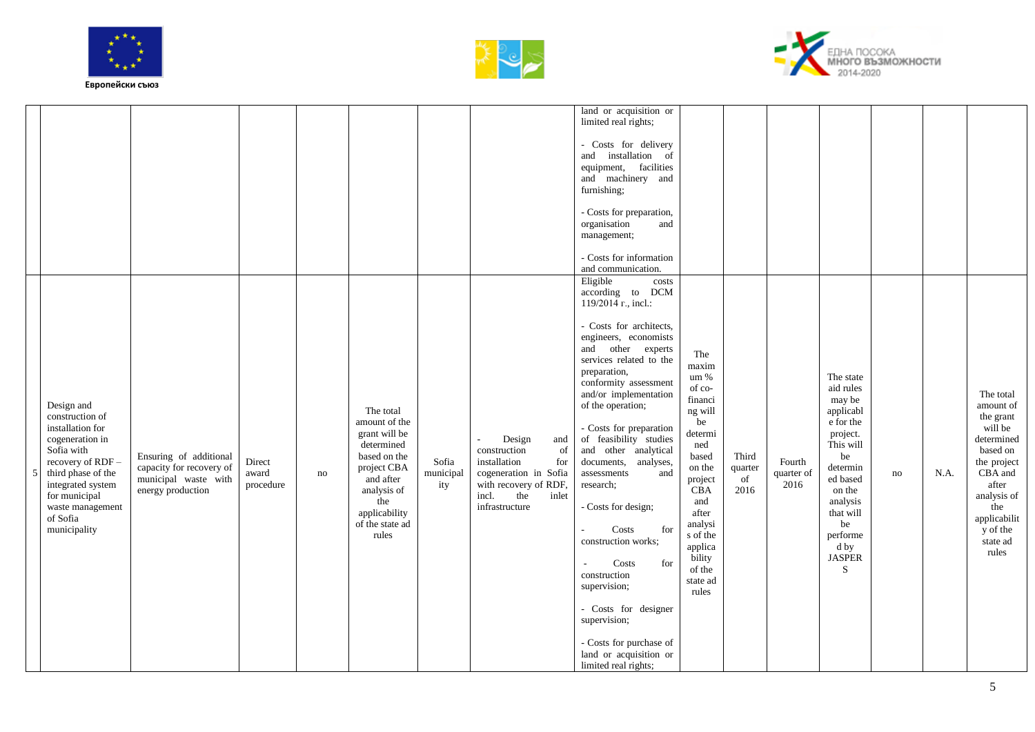|  |  |  |  |  |  |  |  |  |  |  |  |  |  |  |
|---|---|---|---|---|---|---|---|---|---|---|---|---|---|---|
|  |  |  |  |  |  |  |  | land or acquisition or limited real rights;<br><br>- Costs for delivery and installation of equipment, facilities and machinery and furnishing;<br><br>- Costs for preparation, organisation and management;<br><br>- Costs for information and communication. |  |  |  |  |  |  |  |
| 5 | Design and construction of installation for cogeneration in Sofia with recovery of RDF – third phase of the integrated system for municipal waste management of Sofia municipality | Ensuring of additional capacity for recovery of municipal waste with energy production | Direct award procedure | no | The total amount of the grant will be determined based on the project CBA and after analysis of the applicability of the state ad rules | Sofia municipality | - Design and construction of installation for cogeneration in Sofia with recovery of RDF, incl. the inlet infrastructure | Eligible costs according to DCM 119/2014 г., incl.:<br><br>- Costs for architects, engineers, economists and other experts services related to the preparation, conformity assessment and/or implementation of the operation;<br><br>- Costs for preparation of feasibility studies and other analytical documents, analyses, assessments and research;<br><br>- Costs for design;<br><br>- Costs for construction works;<br><br>- Costs for construction supervision;<br><br>- Costs for designer supervision;<br><br>- Costs for purchase of land or acquisition or limited real rights; | The maximum % of co-financing will be determined based on the project CBA and after analysis of the applicability of the state ad rules | Third quarter of 2016 | Fourth quarter of 2016 | The state aid rules may be applicable for the project. This will be determined based on the analysis that will be performed by JASPERS | no | N.A. | The total amount of the grant will be determined based on the project CBA and after analysis of the applicability of the state ad rules |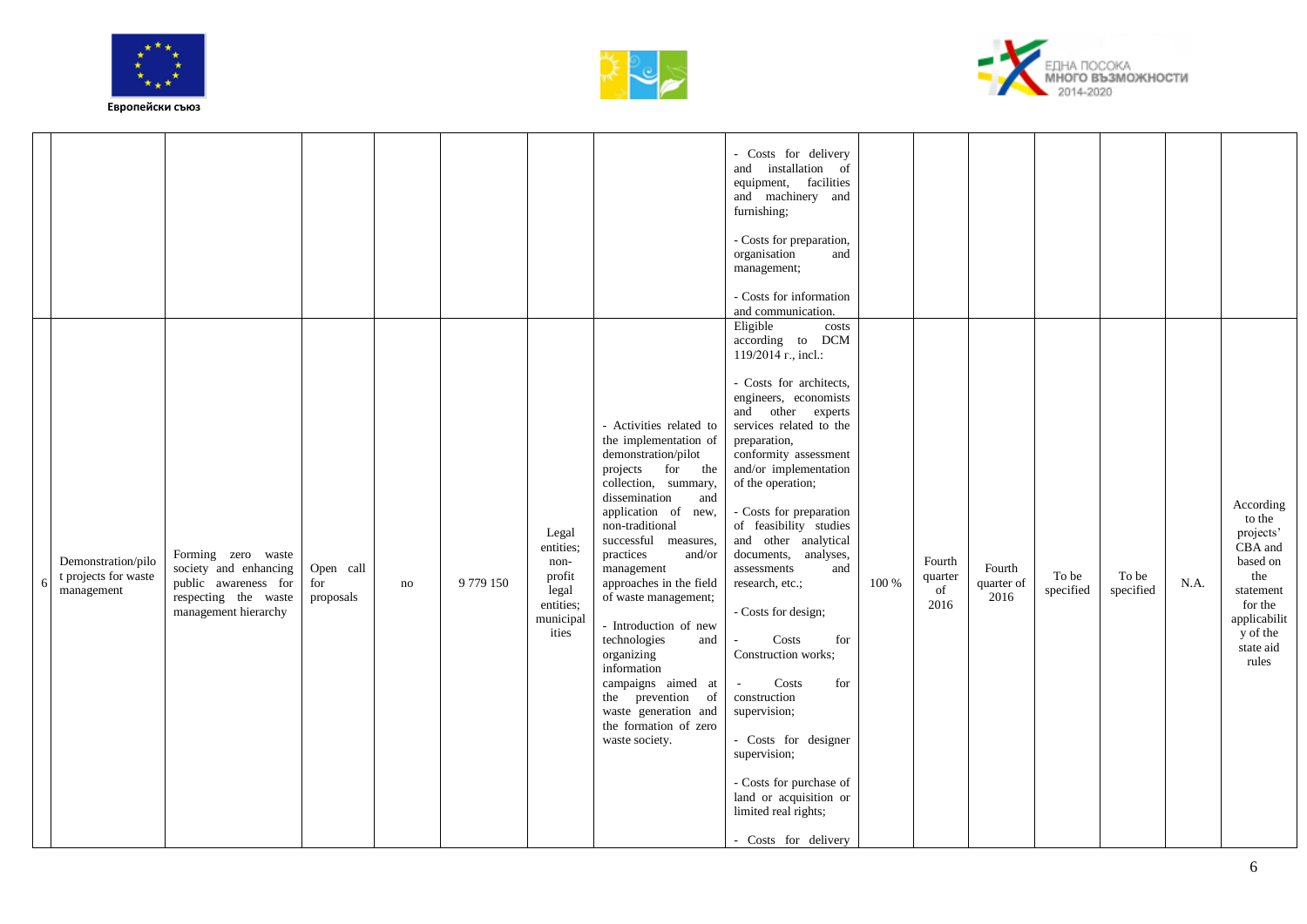| | | | | | | | | | | | | | | |
|---|---|---|---|---|---|---|---|---|---|---|---|---|---|---|
| | | | | | | | - Costs for delivery and installation of equipment, facilities and machinery and furnishing;<br><br>- Costs for preparation, organisation and management;<br><br>- Costs for information and communication. | | | | | | | |
| 6 | Demonstration/pilot projects for waste management | Forming zero waste society and enhancing public awareness for respecting the waste management hierarchy | Open call for proposals | no | 9 779 150 | Legal entities; non-profit legal entities; municipalities | - Activities related to the implementation of demonstration/pilot projects for the collection, summary, dissemination and application of new, non-traditional successful measures, practices and/or management approaches in the field of waste management;<br><br>- Introduction of new technologies and organizing information campaigns aimed at the prevention of waste generation and the formation of zero waste society. | Eligible costs according to DCM 119/2014 г., incl.:<br><br>- Costs for architects, engineers, economists and other experts services related to the preparation, conformity assessment and/or implementation of the operation;<br><br>- Costs for preparation of feasibility studies and other analytical documents, analyses, assessments and research, etc.;<br><br>- Costs for design;<br><br>- Costs for Construction works;<br><br>- Costs for construction supervision;<br><br>- Costs for designer supervision;<br><br>- Costs for purchase of land or acquisition or limited real rights;<br><br>- Costs for delivery | 100 % | Fourth quarter of 2016 | Fourth quarter of 2016 | To be specified | To be specified | N.A. | According to the projects' CBA and based on the statement for the applicability of the state aid rules |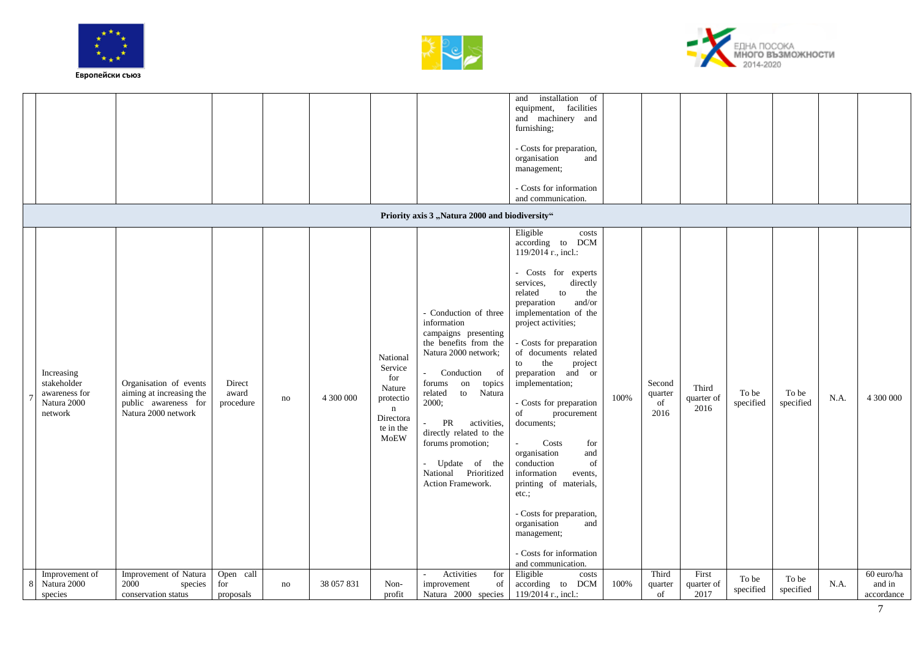Европейски съюз

ЕДНА ПОСОКА МНОГО ВЪЗМОЖНОСТИ 2014-2020

| | | | | | | | | | | | | | | |
|---|---|---|---|---|---|---|---|---|---|---|---|---|---|---|
| | | | | | | | and installation of equipment, facilities and machinery and furnishing;<br><br>- Costs for preparation, organisation and management;<br><br>- Costs for information and communication. | | | | | | | |
| **Priority axis 3 „Natura 2000 and biodiversity“** | | | | | | | | | | | | | | |
| 7 | Increasing stakeholder awareness for Natura 2000 network | Organisation of events aiming at increasing the public awareness for Natura 2000 network | Direct award procedure | no | 4 300 000 | National Service for Nature protection Directorate in the MoEW | - Conduction of three information campaigns presenting the benefits from the Natura 2000 network;<br><br>- Conduction of forums on topics related to Natura 2000;<br><br>- PR activities, directly related to the forums promotion;<br><br>- Update of the National Prioritized Action Framework. | Eligible costs according to DCM 119/2014 г., incl.:<br><br>- Costs for experts services, directly related to the preparation and/or implementation of the project activities;<br><br>- Costs for preparation of documents related to the project preparation and or implementation;<br><br>- Costs for preparation of procurement documents;<br><br>- Costs for organisation and conduction of information events, printing of materials, etc.;<br><br>- Costs for preparation, organisation and management;<br><br>- Costs for information and communication. | 100% | Second quarter of 2016 | Third quarter of 2016 | To be specified | To be specified | N.A. | 4 300 000 |
| 8 | Improvement of Natura 2000 species | Improvement of Natura 2000 species conservation status | Open call for proposals | no | 38 057 831 | Non-profit | - Activities for improvement of Natura 2000 species | Eligible costs according to DCM 119/2014 г., incl.: | 100% | Third quarter of | First quarter of 2017 | To be specified | To be specified | N.A. | 60 euro/ha and in accordance |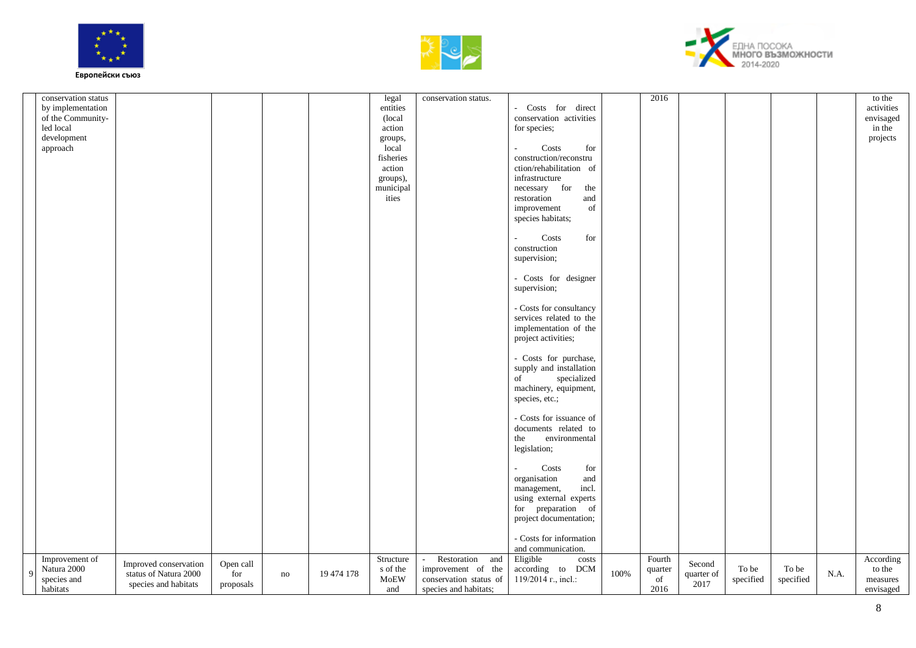|  | conservation status by implementation of the Community-led local development approach |  |  |  |  | legal entities (local action groups, local fisheries action groups), municipalities | conservation status. | - Costs for direct conservation activities for species;<br><br>- Costs for construction/reconstruction/rehabilitation of infrastructure necessary for the restoration and improvement of species habitats;<br><br>- Costs for construction supervision;<br><br>- Costs for designer supervision;<br><br>- Costs for consultancy services related to the implementation of the project activities;<br><br>- Costs for purchase, supply and installation of specialized machinery, equipment, species, etc.;<br><br>- Costs for issuance of documents related to the environmental legislation;<br><br>- Costs for organisation and management, incl. using external experts for preparation of project documentation;<br><br>- Costs for information and communication. |  | 2016 |  |  |  |  | to the activities envisaged in the projects |
|---|---|---|---|---|---|---|---|---|---|---|---|---|---|---|---|
| 9 | Improvement of Natura 2000 species and habitats | Improved conservation status of Natura 2000 species and habitats | Open call for proposals | no | 19 474 178 | Structures of the MoEW and | - Restoration and improvement of the conservation status of species and habitats; | Eligible costs according to DCM 119/2014 г., incl.: | 100% | Fourth quarter of 2016 | Second quarter of 2017 | To be specified | To be specified | N.A. | According to the measures envisaged |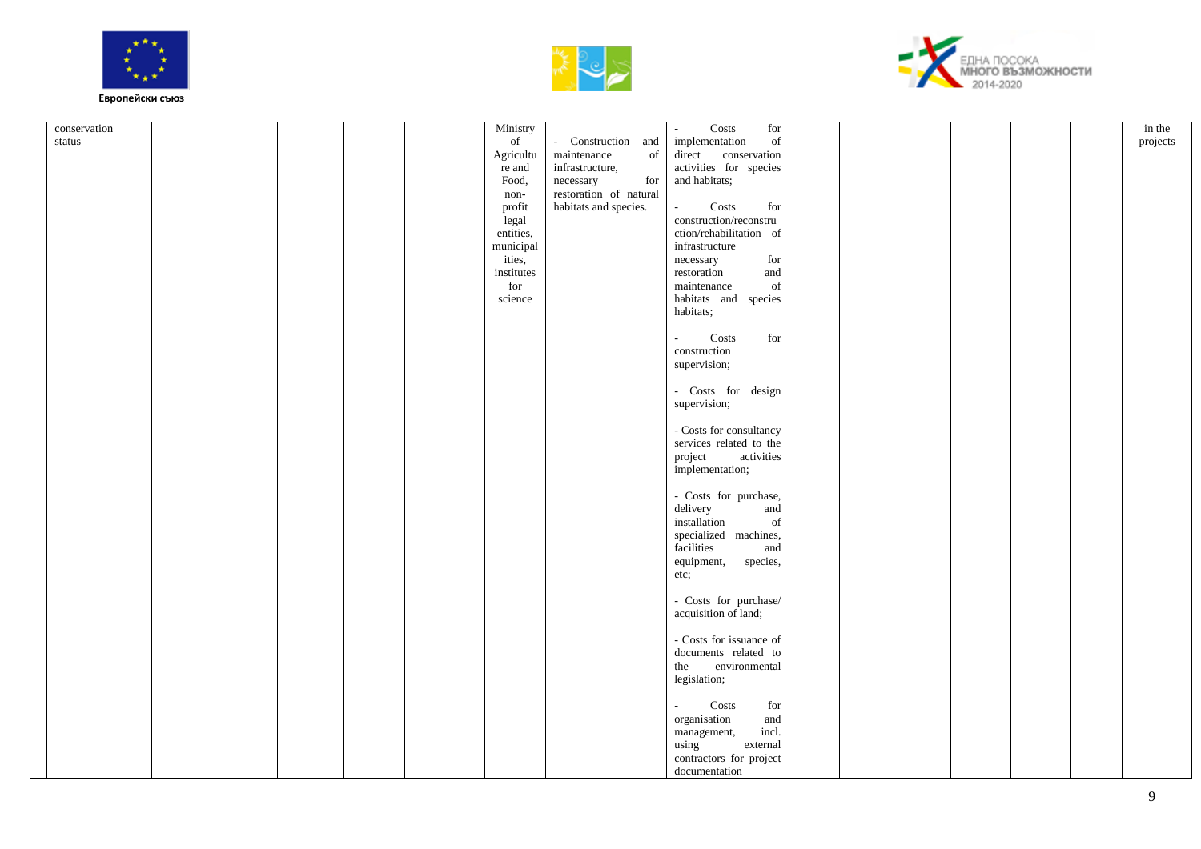| | | | | | | | | | | | | | | |
|---|---|---|---|---|---|---|---|---|---|---|---|---|---|---|
| | conservation status | | | | | Ministry of Agriculture and Food, non-profit legal entities, municipalities, institutes for science | - Construction and maintenance of infrastructure, necessary for restoration of natural habitats and species. | - Costs for implementation of direct conservation activities for species and habitats;<br><br>- Costs for construction/reconstruction/rehabilitation of infrastructure necessary for restoration and maintenance of habitats and species habitats;<br><br>- Costs for construction supervision;<br><br>- Costs for design supervision;<br><br>- Costs for consultancy services related to the project activities implementation;<br><br>- Costs for purchase, delivery and installation of specialized machines, facilities and equipment, species, etc;<br><br>- Costs for purchase/ acquisition of land;<br><br>- Costs for issuance of documents related to the environmental legislation;<br><br>- Costs for organisation and management, incl. using external contractors for project documentation | | | | | | in the projects |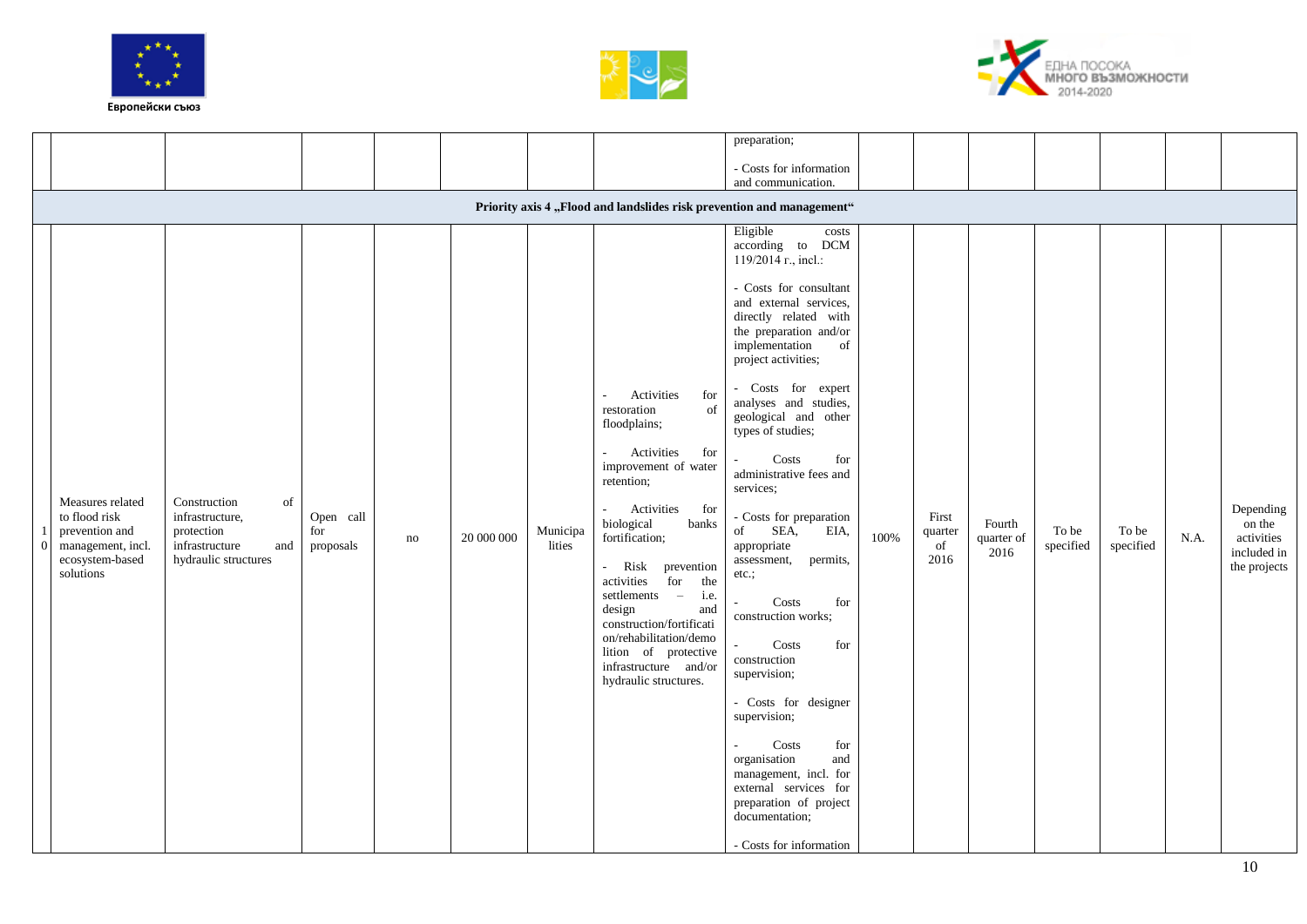| | | | | | | | | | | | | | | |
|---|---|---|---|---|---|---|---|---|---|---|---|---|---|---|
| | | | | | | | preparation;<br><br>- Costs for information and communication. | | | | | | | |
| **Priority axis 4 „Flood and landslides risk prevention and management“** | | | | | | | | | | | | | | |
| 10 | Measures related to flood risk prevention and management, incl. ecosystem-based solutions | Construction of infrastructure, protection infrastructure and hydraulic structures | Open call for proposals | no | 20 000 000 | Municipalities | - Activities for restoration of floodplains;<br><br>- Activities for improvement of water retention;<br><br>- Activities for biological banks fortification;<br><br>- Risk prevention activities for the settlements – i.e. design and construction/fortification/rehabilitation/demolition of protective infrastructure and/or hydraulic structures. | Eligible costs according to DCM 119/2014 г., incl.:<br><br>- Costs for consultant and external services, directly related with the preparation and/or implementation of project activities;<br><br>- Costs for expert analyses and studies, geological and other types of studies;<br><br>- Costs for administrative fees and services;<br><br>- Costs for preparation of SEA, EIA, appropriate assessment, permits, etc.;<br><br>- Costs for construction works;<br><br>- Costs for construction supervision;<br><br>- Costs for designer supervision;<br><br>- Costs for organisation and management, incl. for external services for preparation of project documentation;<br><br>- Costs for information | 100% | First quarter of 2016 | Fourth quarter of 2016 | To be specified | To be specified | N.A. | Depending on the activities included in the projects |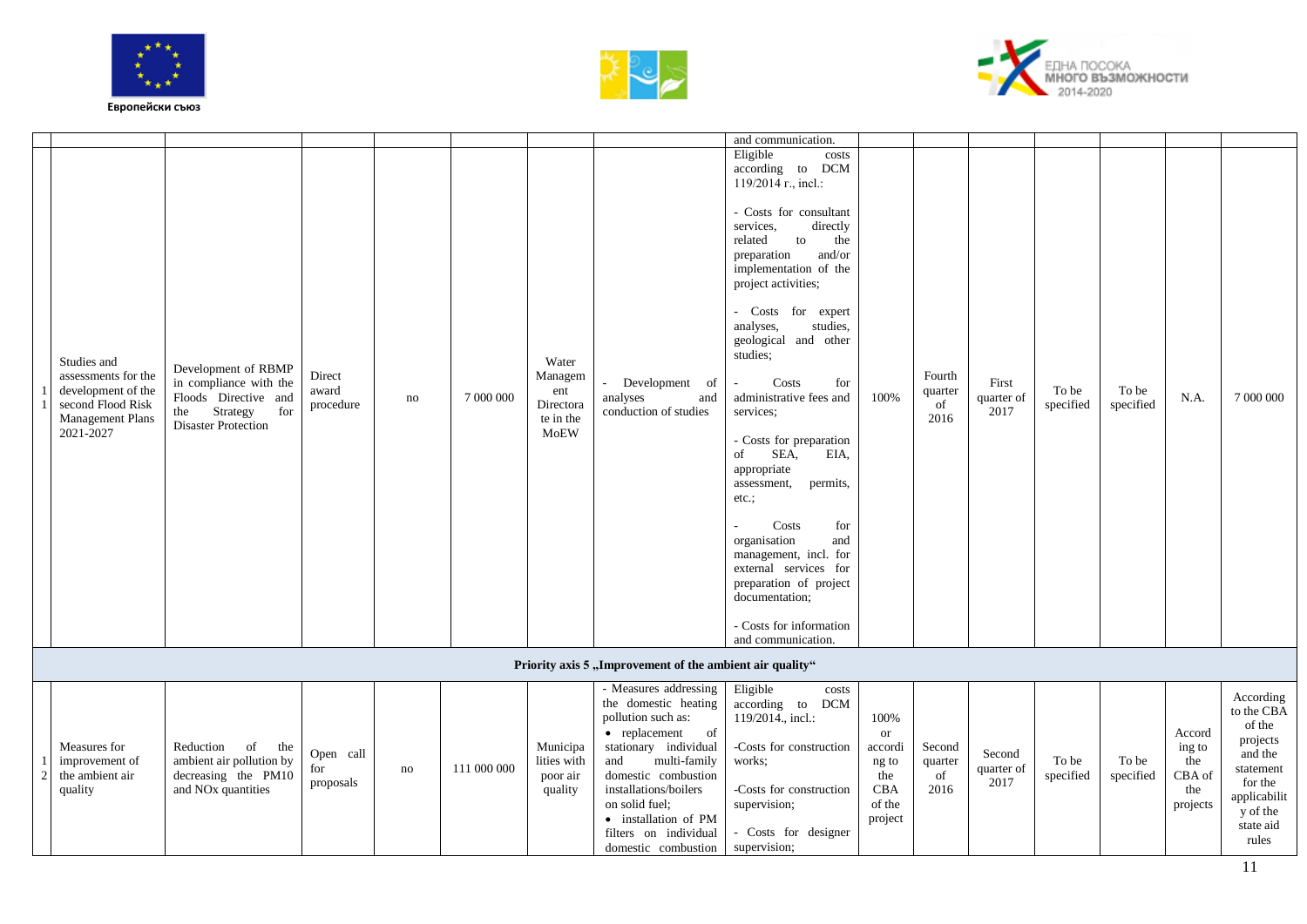Европейски съюз

ЕДНА ПОСОКА МНОГО ВЪЗМОЖНОСТИ 2014-2020

| | | | | | | | | | | | | | | | |
|---|---|---|---|---|---|---|---|---|---|---|---|---|---|---|---|
| | | | | | | | | and communication. | | | | | | | |
| 11 | Studies and assessments for the development of the second Flood Risk Management Plans 2021-2027 | Development of RBMP in compliance with the Floods Directive and the Strategy for Disaster Protection | Direct award procedure | no | 7 000 000 | Water Management Directorate in the MoEW | - Development of analyses and conduction of studies | Eligible costs according to DCM 119/2014 г., incl.:<br><br>- Costs for consultant services, directly related to the preparation and/or implementation of the project activities;<br><br>- Costs for expert analyses, studies, geological and other studies;<br><br>- Costs for administrative fees and services;<br><br>- Costs for preparation of SEA, EIA, appropriate assessment, permits, etc.;<br><br>- Costs for organisation and management, incl. for external services for preparation of project documentation;<br><br>- Costs for information and communication. | 100% | Fourth quarter of 2016 | First quarter of 2017 | To be specified | To be specified | N.A. | 7 000 000 |
| **Priority axis 5 „Improvement of the ambient air quality“** | | | | | | | | | | | | | | | |
| 12 | Measures for improvement of the ambient air quality | Reduction of the ambient air pollution by decreasing the PM10 and NOx quantities | Open call for proposals | no | 111 000 000 | Municipalities with poor air quality | - Measures addressing the domestic heating pollution such as:<br>• replacement of stationary individual and multi-family domestic combustion installations/boilers on solid fuel;<br>• installation of PM filters on individual domestic combustion | Eligible costs according to DCM 119/2014., incl.:<br><br>-Costs for construction works;<br><br>-Costs for construction supervision;<br><br>- Costs for designer supervision; | 100% or according to the CBA of the project | Second quarter of 2016 | Second quarter of 2017 | To be specified | To be specified | According to the CBA of the projects | According to the CBA of the projects and the statement for the applicability of the state aid rules |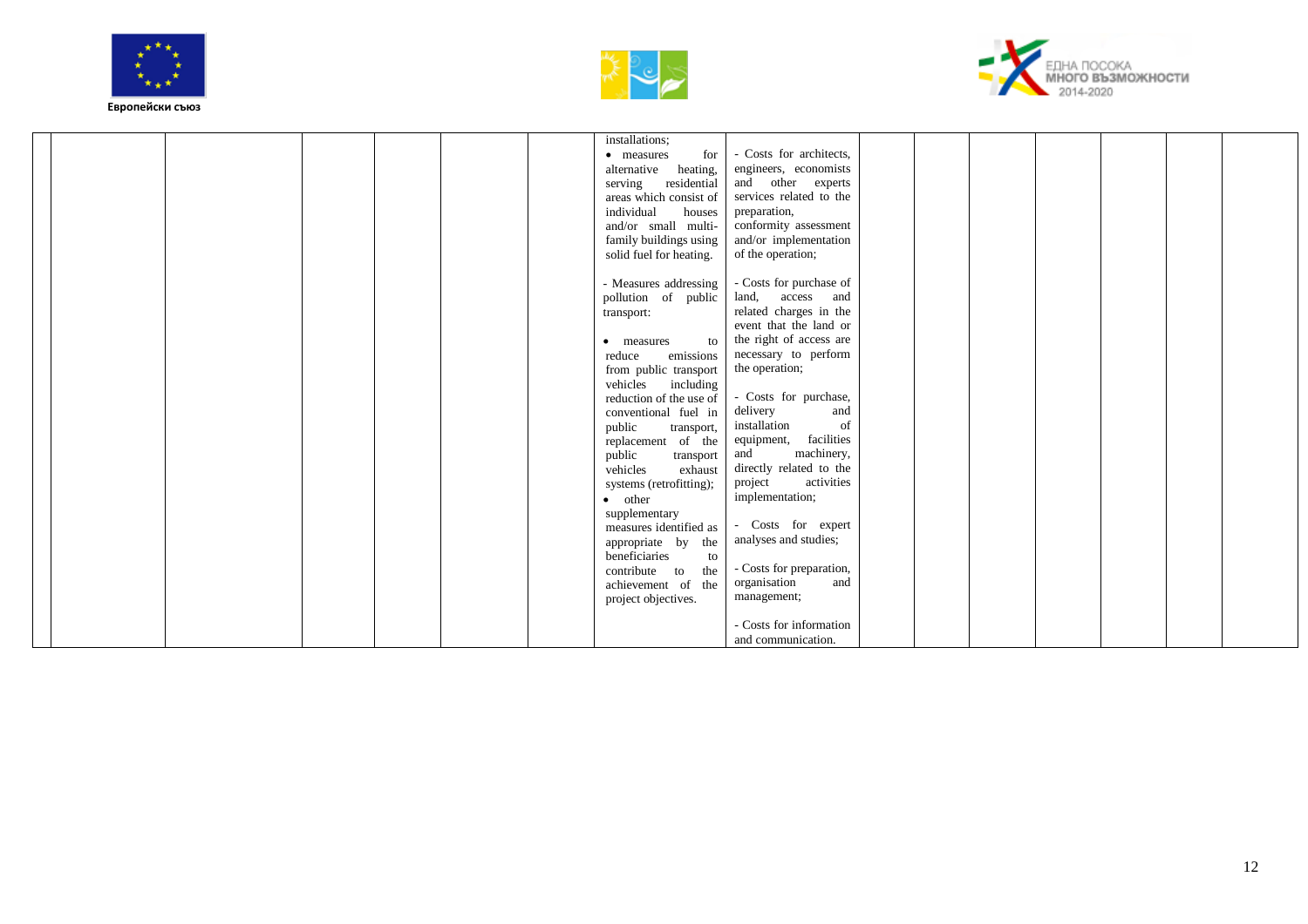| | | | | | | | | | | | | | | | |
|---|---|---|---|---|---|---|---|---|---|---|---|---|---|---|---|
| | | | | | | | installations;<br>• measures for alternative heating, serving residential areas which consist of individual houses and/or small multi-family buildings using solid fuel for heating.<br><br>- Measures addressing pollution of public transport:<br><br>• measures to reduce emissions from public transport vehicles including reduction of the use of conventional fuel in public transport, replacement of the public transport vehicles exhaust systems (retrofitting);<br>• other supplementary measures identified as appropriate by the beneficiaries to contribute to the achievement of the project objectives. | - Costs for architects, engineers, economists and other experts services related to the preparation, conformity assessment and/or implementation of the operation;<br><br>- Costs for purchase of land, access and related charges in the event that the land or the right of access are necessary to perform the operation;<br><br>- Costs for purchase, delivery and installation of equipment, facilities and machinery, directly related to the project activities implementation;<br><br>- Costs for expert analyses and studies;<br><br>- Costs for preparation, organisation and management;<br><br>- Costs for information and communication. | | | | | | | |